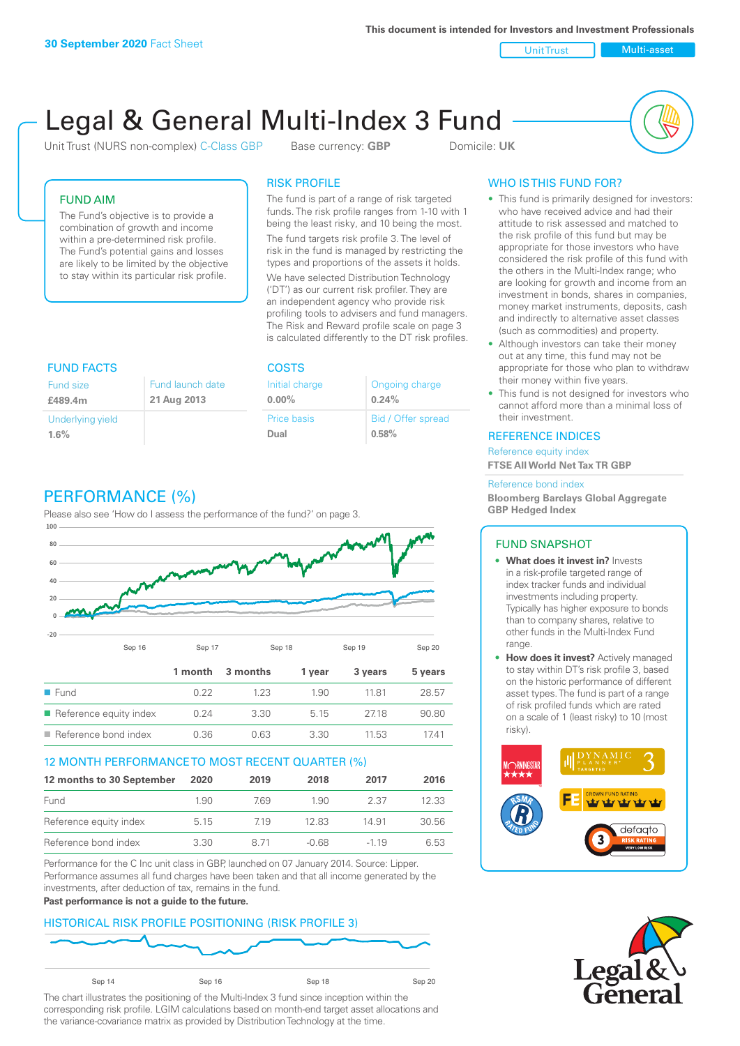This document is intended for Investors and Investment Professionals

**30 September 2020** Fact Sheet

Unit Trust | Multi-asset

# Legal & General Multi-Index 3 Fund

Unit Trust (NURS non-complex) C-Class GBP    Base currency: **GBP**    Domicile: **UK**

## FUND AIM

The Fund's objective is to provide a combination of growth and income within a pre-determined risk profile. The Fund's potential gains and losses are likely to be limited by the objective to stay within its particular risk profile.

## RISK PROFILE

The fund is part of a range of risk targeted funds. The risk profile ranges from 1-10 with 1 being the least risky, and 10 being the most.

The fund targets risk profile 3. The level of risk in the fund is managed by restricting the types and proportions of the assets it holds.

We have selected Distribution Technology ('DT') as our current risk profiler. They are an independent agency who provide risk profiling tools to advisers and fund managers. The Risk and Reward profile scale on page 3 is calculated differently to the DT risk profiles.

## FUND FACTS

| Fund size | Fund launch date |
|---|---|
| **£489.4m** | **21 Aug 2013** |
| Underlying yield | |
| **1.6%** | |

## COSTS

| Initial charge | Ongoing charge |
|---|---|
| **0.00%** | **0.24%** |
| Price basis | Bid / Offer spread |
| **Dual** | **0.58%** |

## PERFORMANCE (%)

Please also see 'How do I assess the performance of the fund?' on page 3.

| | 1 month | 3 months | 1 year | 3 years | 5 years |
|---|---|---|---|---|---|
| Fund | 0.22 | 1.23 | 1.90 | 11.81 | 28.57 |
| Reference equity index | 0.24 | 3.30 | 5.15 | 27.18 | 90.80 |
| Reference bond index | 0.36 | 0.63 | 3.30 | 11.53 | 17.41 |

## 12 MONTH PERFORMANCE TO MOST RECENT QUARTER (%)

| 12 months to 30 September | 2020 | 2019 | 2018 | 2017 | 2016 |
|---|---|---|---|---|---|
| Fund | 1.90 | 7.69 | 1.90 | 2.37 | 12.33 |
| Reference equity index | 5.15 | 7.19 | 12.83 | 14.91 | 30.56 |
| Reference bond index | 3.30 | 8.71 | -0.68 | -1.19 | 6.53 |

Performance for the C Inc unit class in GBP, launched on 07 January 2014. Source: Lipper. Performance assumes all fund charges have been taken and that all income generated by the investments, after deduction of tax, remains in the fund.

**Past performance is not a guide to the future.**

## HISTORICAL RISK PROFILE POSITIONING (RISK PROFILE 3)

The chart illustrates the positioning of the Multi-Index 3 fund since inception within the corresponding risk profile. LGIM calculations based on month-end target asset allocations and the variance-covariance matrix as provided by Distribution Technology at the time.

## WHO IS THIS FUND FOR?

- This fund is primarily designed for investors: who have received advice and had their attitude to risk assessed and matched to the risk profile of this fund but may be appropriate for those investors who have considered the risk profile of this fund with the others in the Multi-Index range; who are looking for growth and income from an investment in bonds, shares in companies, money market instruments, deposits, cash and indirectly to alternative asset classes (such as commodities) and property.
- Although investors can take their money out at any time, this fund may not be appropriate for those who plan to withdraw their money within five years.
- This fund is not designed for investors who cannot afford more than a minimal loss of their investment.

## REFERENCE INDICES

Reference equity index
**FTSE All World Net Tax TR GBP**

Reference bond index
**Bloomberg Barclays Global Aggregate GBP Hedged Index**

## FUND SNAPSHOT

- **What does it invest in?** Invests in a risk-profile targeted range of index tracker funds and individual investments including property. Typically has higher exposure to bonds than to company shares, relative to other funds in the Multi-Index Fund range.
- **How does it invest?** Actively managed to stay within DT's risk profile 3, based on the historic performance of different asset types. The fund is part of a range of risk profiled funds which are rated on a scale of 1 (least risky) to 10 (most risky).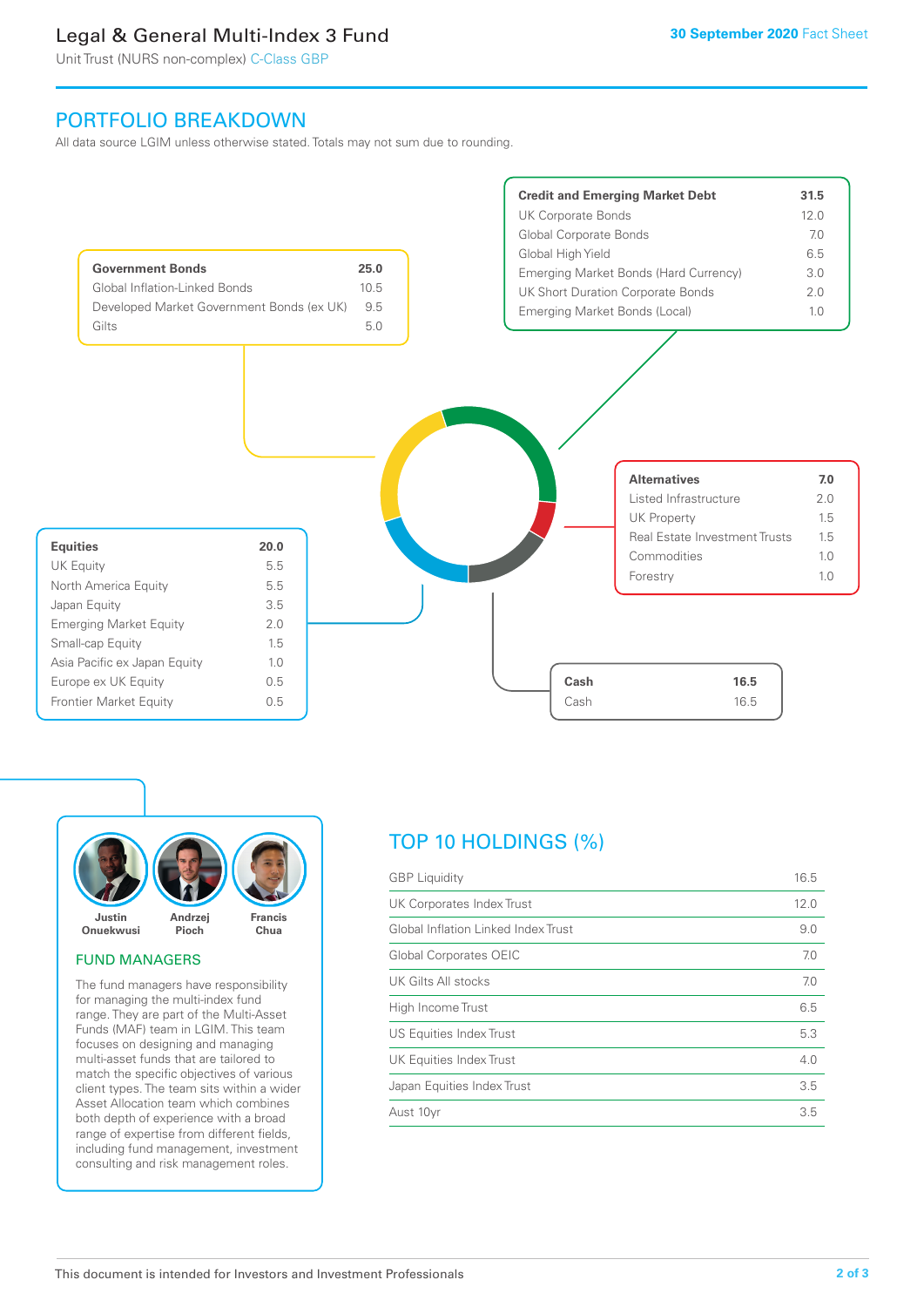## PORTFOLIO BREAKDOWN

All data source LGIM unless otherwise stated. Totals may not sum due to rounding.

| Government Bonds | 25.0 |
|---|---|
| Global Inflation-Linked Bonds | 10.5 |
| Developed Market Government Bonds (ex UK) | 9.5 |
| Gilts | 5.0 |

| Credit and Emerging Market Debt | 31.5 |
|---|---|
| UK Corporate Bonds | 12.0 |
| Global Corporate Bonds | 7.0 |
| Global High Yield | 6.5 |
| Emerging Market Bonds (Hard Currency) | 3.0 |
| UK Short Duration Corporate Bonds | 2.0 |
| Emerging Market Bonds (Local) | 1.0 |

| Alternatives | 7.0 |
|---|---|
| Listed Infrastructure | 2.0 |
| UK Property | 1.5 |
| Real Estate Investment Trusts | 1.5 |
| Commodities | 1.0 |
| Forestry | 1.0 |

| Equities | 20.0 |
|---|---|
| UK Equity | 5.5 |
| North America Equity | 5.5 |
| Japan Equity | 3.5 |
| Emerging Market Equity | 2.0 |
| Small-cap Equity | 1.5 |
| Asia Pacific ex Japan Equity | 1.0 |
| Europe ex UK Equity | 0.5 |
| Frontier Market Equity | 0.5 |

| Cash | 16.5 |
|---|---|
| Cash | 16.5 |

Justin Onuekwusi, Andrzej Pioch, Francis Chua

## FUND MANAGERS

The fund managers have responsibility for managing the multi-index fund range. They are part of the Multi-Asset Funds (MAF) team in LGIM. This team focuses on designing and managing multi-asset funds that are tailored to match the specific objectives of various client types. The team sits within a wider Asset Allocation team which combines both depth of experience with a broad range of expertise from different fields, including fund management, investment consulting and risk management roles.

## TOP 10 HOLDINGS (%)

| Holding | % |
|---|---|
| GBP Liquidity | 16.5 |
| UK Corporates Index Trust | 12.0 |
| Global Inflation Linked Index Trust | 9.0 |
| Global Corporates OEIC | 7.0 |
| UK Gilts All stocks | 7.0 |
| High Income Trust | 6.5 |
| US Equities Index Trust | 5.3 |
| UK Equities Index Trust | 4.0 |
| Japan Equities Index Trust | 3.5 |
| Aust 10yr | 3.5 |

This document is intended for Investors and Investment Professionals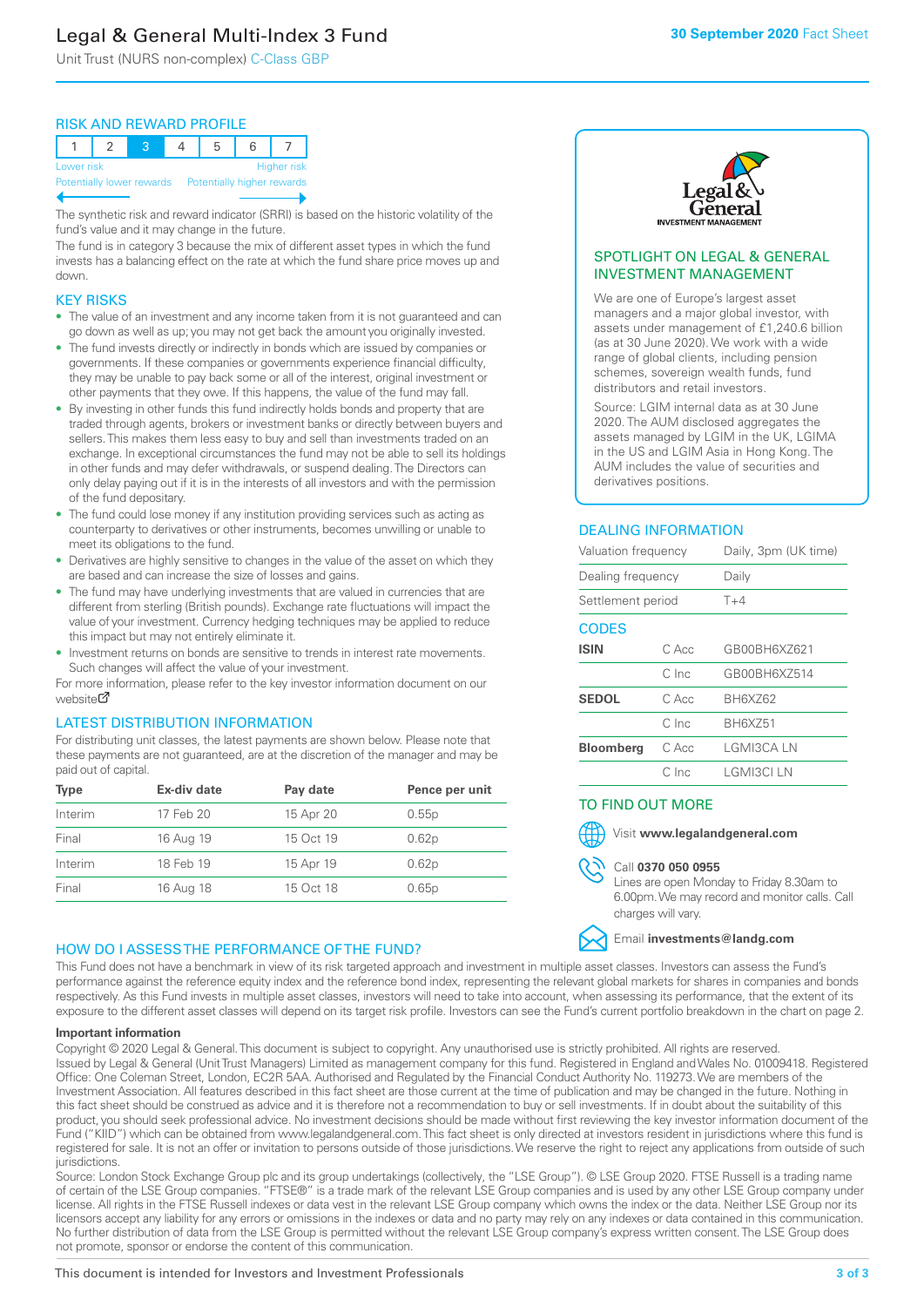# Legal & General Multi-Index 3 Fund

Unit Trust (NURS non-complex) C-Class GBP

**30 September 2020** Fact Sheet

## RISK AND REWARD PROFILE

| 1 | 2 | 3 | 4 | 5 | 6 | 7 |
|---|---|---|---|---|---|---|

Lower risk — Higher risk

Potentially lower rewards — Potentially higher rewards

The synthetic risk and reward indicator (SRRI) is based on the historic volatility of the fund's value and it may change in the future.

The fund is in category 3 because the mix of different asset types in which the fund invests has a balancing effect on the rate at which the fund share price moves up and down.

## KEY RISKS

- The value of an investment and any income taken from it is not guaranteed and can go down as well as up; you may not get back the amount you originally invested.
- The fund invests directly or indirectly in bonds which are issued by companies or governments. If these companies or governments experience financial difficulty, they may be unable to pay back some or all of the interest, original investment or other payments that they owe. If this happens, the value of the fund may fall.
- By investing in other funds this fund indirectly holds bonds and property that are traded through agents, brokers or investment banks or directly between buyers and sellers. This makes them less easy to buy and sell than investments traded on an exchange. In exceptional circumstances the fund may not be able to sell its holdings in other funds and may defer withdrawals, or suspend dealing. The Directors can only delay paying out if it is in the interests of all investors and with the permission of the fund depositary.
- The fund could lose money if any institution providing services such as acting as counterparty to derivatives or other instruments, becomes unwilling or unable to meet its obligations to the fund.
- Derivatives are highly sensitive to changes in the value of the asset on which they are based and can increase the size of losses and gains.
- The fund may have underlying investments that are valued in currencies that are different from sterling (British pounds). Exchange rate fluctuations will impact the value of your investment. Currency hedging techniques may be applied to reduce this impact but may not entirely eliminate it.
- Investment returns on bonds are sensitive to trends in interest rate movements. Such changes will affect the value of your investment.

For more information, please refer to the key investor information document on our website

## LATEST DISTRIBUTION INFORMATION

For distributing unit classes, the latest payments are shown below. Please note that these payments are not guaranteed, are at the discretion of the manager and may be paid out of capital.

| Type | Ex-div date | Pay date | Pence per unit |
|---|---|---|---|
| Interim | 17 Feb 20 | 15 Apr 20 | 0.55p |
| Final | 16 Aug 19 | 15 Oct 19 | 0.62p |
| Interim | 18 Feb 19 | 15 Apr 19 | 0.62p |
| Final | 16 Aug 18 | 15 Oct 18 | 0.65p |

## SPOTLIGHT ON LEGAL & GENERAL INVESTMENT MANAGEMENT

We are one of Europe's largest asset managers and a major global investor, with assets under management of £1,240.6 billion (as at 30 June 2020). We work with a wide range of global clients, including pension schemes, sovereign wealth funds, fund distributors and retail investors.

Source: LGIM internal data as at 30 June 2020. The AUM disclosed aggregates the assets managed by LGIM in the UK, LGIMA in the US and LGIM Asia in Hong Kong. The AUM includes the value of securities and derivatives positions.

## DEALING INFORMATION

| | |
|---|---|
| Valuation frequency | Daily, 3pm (UK time) |
| Dealing frequency | Daily |
| Settlement period | T+4 |

## CODES

| | | |
|---|---|---|
| **ISIN** | C Acc | GB00BH6XZ621 |
| | C Inc | GB00BH6XZ514 |
| **SEDOL** | C Acc | BH6XZ62 |
| | C Inc | BH6XZ51 |
| **Bloomberg** | C Acc | LGMI3CA LN |
| | C Inc | LGMI3CI LN |

## TO FIND OUT MORE

Visit **www.legalandgeneral.com**

Call **0370 050 0955**
Lines are open Monday to Friday 8.30am to 6.00pm. We may record and monitor calls. Call charges will vary.

Email **investments@landg.com**

## HOW DO I ASSESS THE PERFORMANCE OF THE FUND?

This Fund does not have a benchmark in view of its risk targeted approach and investment in multiple asset classes. Investors can assess the Fund's performance against the reference equity index and the reference bond index, representing the relevant global markets for shares in companies and bonds respectively. As this Fund invests in multiple asset classes, investors will need to take into account, when assessing its performance, that the extent of its exposure to the different asset classes will depend on its target risk profile. Investors can see the Fund's current portfolio breakdown in the chart on page 2.

**Important information**

Copyright © 2020 Legal & General. This document is subject to copyright. Any unauthorised use is strictly prohibited. All rights are reserved.

Issued by Legal & General (Unit Trust Managers) Limited as management company for this fund. Registered in England and Wales No. 01009418. Registered Office: One Coleman Street, London, EC2R 5AA. Authorised and Regulated by the Financial Conduct Authority No. 119273. We are members of the Investment Association. All features described in this fact sheet are those current at the time of publication and may be changed in the future. Nothing in this fact sheet should be construed as advice and it is therefore not a recommendation to buy or sell investments. If in doubt about the suitability of this product, you should seek professional advice. No investment decisions should be made without first reviewing the key investor information document of the Fund ("KIID") which can be obtained from www.legalandgeneral.com. This fact sheet is only directed at investors resident in jurisdictions where this fund is registered for sale. It is not an offer or invitation to persons outside of those jurisdictions. We reserve the right to reject any applications from outside of such jurisdictions.

Source: London Stock Exchange Group plc and its group undertakings (collectively, the "LSE Group"). © LSE Group 2020. FTSE Russell is a trading name of certain of the LSE Group companies. "FTSE®" is a trade mark of the relevant LSE Group companies and is used by any other LSE Group company under license. All rights in the FTSE Russell indexes or data vest in the relevant LSE Group company which owns the index or the data. Neither LSE Group nor its licensors accept any liability for any errors or omissions in the indexes or data and no party may rely on any indexes or data contained in this communication. No further distribution of data from the LSE Group is permitted without the relevant LSE Group company's express written consent. The LSE Group does not promote, sponsor or endorse the content of this communication.

This document is intended for Investors and Investment Professionals